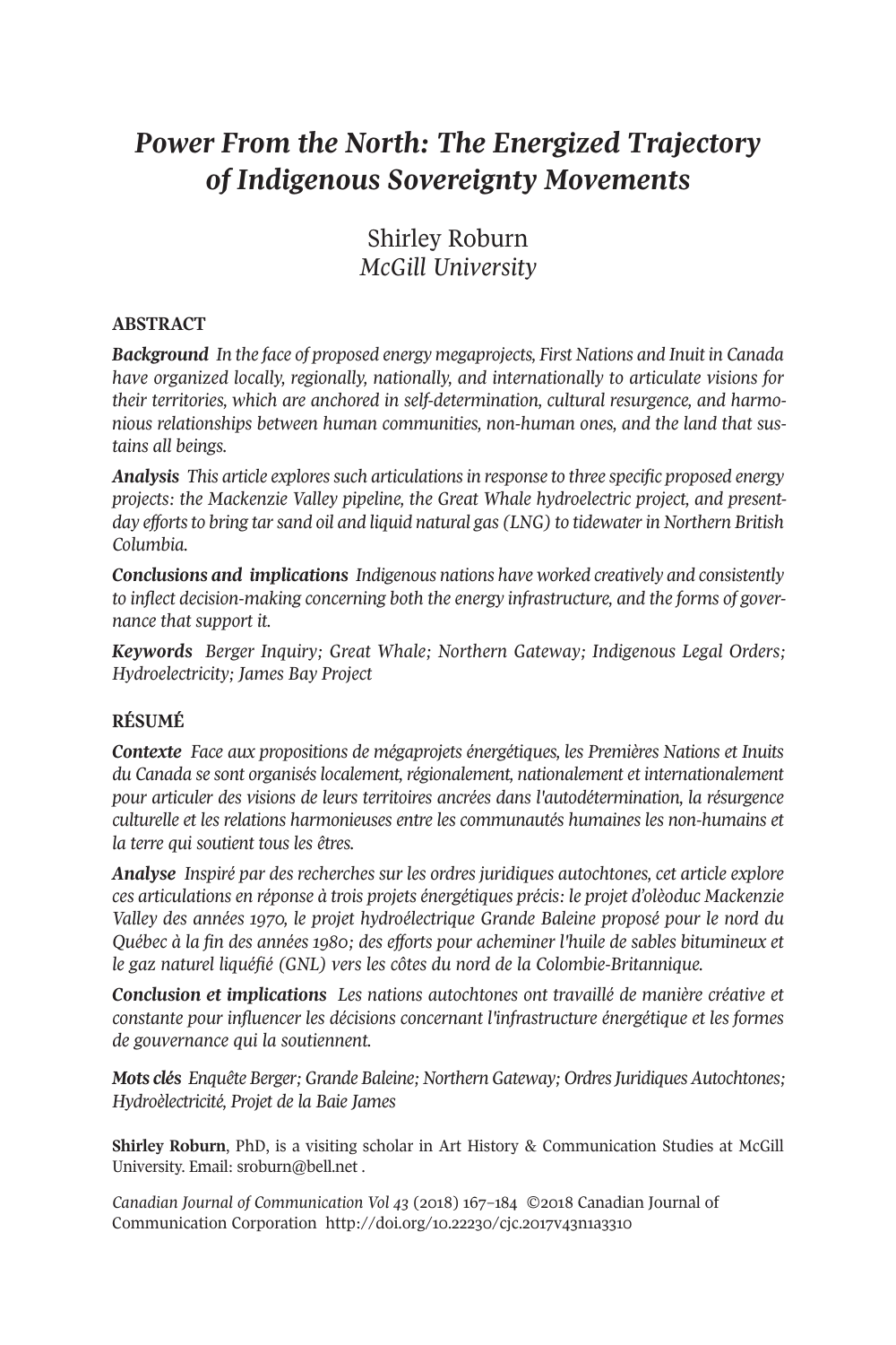# *Power From the North: The Energized Trajectory of Indigenous Sovereignty Movements*

Shirley Roburn
*McGill University*

## ABSTRACT

***Background*** *In the face of proposed energy megaprojects, First Nations and Inuit in Canada have organized locally, regionally, nationally, and internationally to articulate visions for their territories, which are anchored in self-determination, cultural resurgence, and harmonious relationships between human communities, non-human ones, and the land that sustains all beings.*

***Analysis*** *This article explores such articulations in response to three specific proposed energy projects: the Mackenzie Valley pipeline, the Great Whale hydroelectric project, and present-day efforts to bring tar sand oil and liquid natural gas (LNG) to tidewater in Northern British Columbia.*

***Conclusions and implications*** *Indigenous nations have worked creatively and consistently to inflect decision-making concerning both the energy infrastructure, and the forms of governance that support it.*

***Keywords*** *Berger Inquiry; Great Whale; Northern Gateway; Indigenous Legal Orders; Hydroelectricity; James Bay Project*

## RÉSUMÉ

***Contexte*** *Face aux propositions de mégaprojets énergétiques, les Premières Nations et Inuits du Canada se sont organisés localement, régionalement, nationalement et internationalement pour articuler des visions de leurs territoires ancrées dans l'autodétermination, la résurgence culturelle et les relations harmonieuses entre les communautés humaines les non-humains et la terre qui soutient tous les êtres.*

***Analyse*** *Inspiré par des recherches sur les ordres juridiques autochtones, cet article explore ces articulations en réponse à trois projets énergétiques précis: le projet d'olèoduc Mackenzie Valley des années 1970, le projet hydroélectrique Grande Baleine proposé pour le nord du Québec à la fin des années 1980; des efforts pour acheminer l'huile de sables bitumineux et le gaz naturel liquéfié (GNL) vers les côtes du nord de la Colombie-Britannique.*

***Conclusion et implications*** *Les nations autochtones ont travaillé de manière créative et constante pour influencer les décisions concernant l'infrastructure énergétique et les formes de gouvernance qui la soutiennent.*

***Mots clés*** *Enquête Berger; Grande Baleine; Northern Gateway; Ordres Juridiques Autochtones; Hydroèlectricité, Projet de la Baie James*

**Shirley Roburn**, PhD, is a visiting scholar in Art History & Communication Studies at McGill University. Email: sroburn@bell.net .

*Canadian Journal of Communication Vol 43* (2018) 167–184 ©2018 Canadian Journal of Communication Corporation http://doi.org/10.22230/cjc.2017v43n1a3310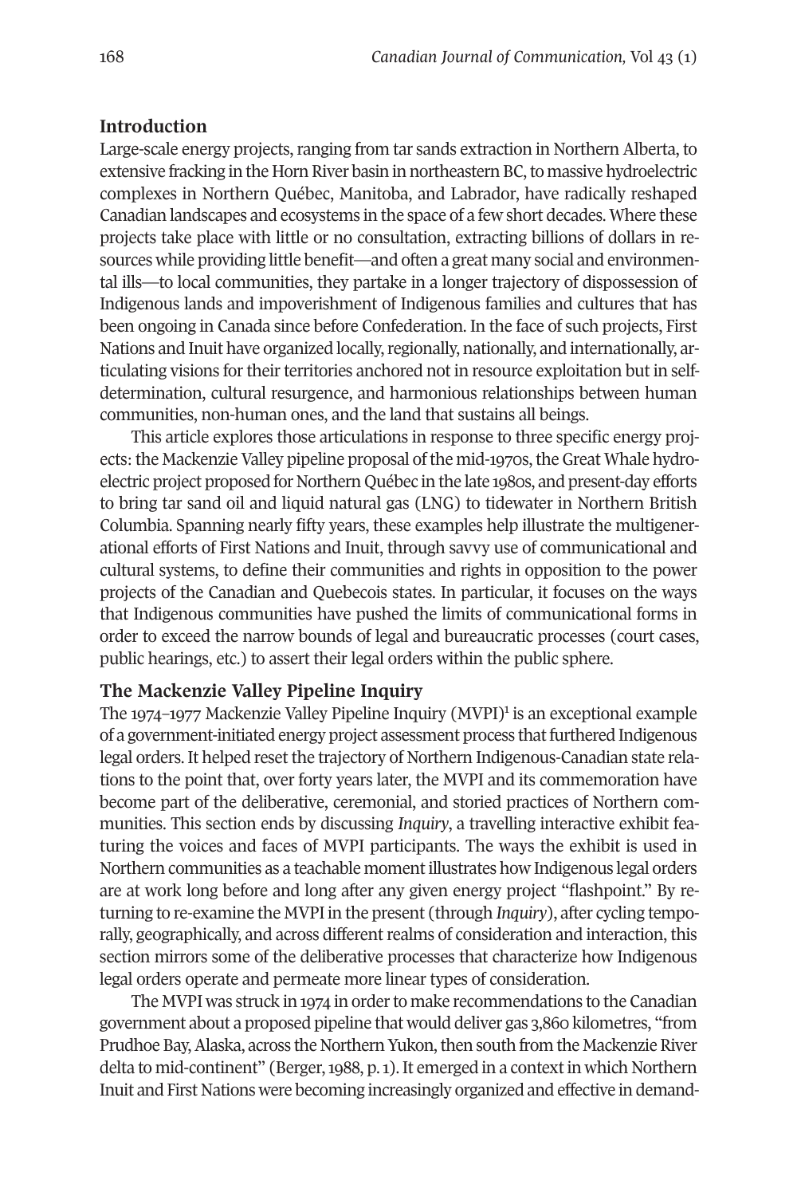## Introduction

Large-scale energy projects, ranging from tar sands extraction in Northern Alberta, to extensive fracking in the Horn River basin in northeastern BC, to massive hydroelectric complexes in Northern Québec, Manitoba, and Labrador, have radically reshaped Canadian landscapes and ecosystems in the space of a few short decades. Where these projects take place with little or no consultation, extracting billions of dollars in resources while providing little benefit—and often a great many social and environmental ills—to local communities, they partake in a longer trajectory of dispossession of Indigenous lands and impoverishment of Indigenous families and cultures that has been ongoing in Canada since before Confederation. In the face of such projects, First Nations and Inuit have organized locally, regionally, nationally, and internationally, articulating visions for their territories anchored not in resource exploitation but in self-determination, cultural resurgence, and harmonious relationships between human communities, non-human ones, and the land that sustains all beings.

This article explores those articulations in response to three specific energy projects: the Mackenzie Valley pipeline proposal of the mid-1970s, the Great Whale hydroelectric project proposed for Northern Québec in the late 1980s, and present-day efforts to bring tar sand oil and liquid natural gas (LNG) to tidewater in Northern British Columbia. Spanning nearly fifty years, these examples help illustrate the multigenerational efforts of First Nations and Inuit, through savvy use of communicational and cultural systems, to define their communities and rights in opposition to the power projects of the Canadian and Quebecois states. In particular, it focuses on the ways that Indigenous communities have pushed the limits of communicational forms in order to exceed the narrow bounds of legal and bureaucratic processes (court cases, public hearings, etc.) to assert their legal orders within the public sphere.

## The Mackenzie Valley Pipeline Inquiry

The 1974–1977 Mackenzie Valley Pipeline Inquiry (MVPI)[1] is an exceptional example of a government-initiated energy project assessment process that furthered Indigenous legal orders. It helped reset the trajectory of Northern Indigenous-Canadian state relations to the point that, over forty years later, the MVPI and its commemoration have become part of the deliberative, ceremonial, and storied practices of Northern communities. This section ends by discussing *Inquiry*, a travelling interactive exhibit featuring the voices and faces of MVPI participants. The ways the exhibit is used in Northern communities as a teachable moment illustrates how Indigenous legal orders are at work long before and long after any given energy project "flashpoint." By returning to re-examine the MVPI in the present (through *Inquiry*), after cycling temporally, geographically, and across different realms of consideration and interaction, this section mirrors some of the deliberative processes that characterize how Indigenous legal orders operate and permeate more linear types of consideration.

The MVPI was struck in 1974 in order to make recommendations to the Canadian government about a proposed pipeline that would deliver gas 3,860 kilometres, "from Prudhoe Bay, Alaska, across the Northern Yukon, then south from the Mackenzie River delta to mid-continent" (Berger, 1988, p. 1). It emerged in a context in which Northern Inuit and First Nations were becoming increasingly organized and effective in demand-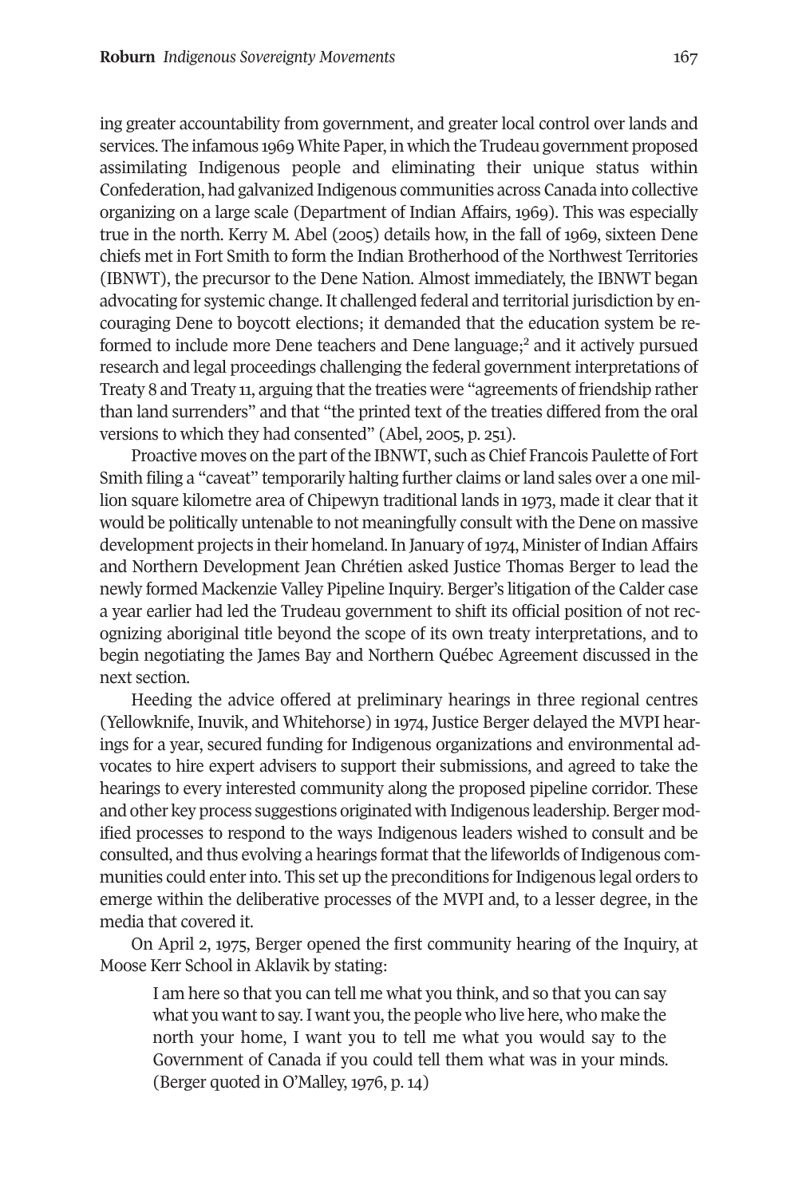ing greater accountability from government, and greater local control over lands and services. The infamous 1969 White Paper, in which the Trudeau government proposed assimilating Indigenous people and eliminating their unique status within Confederation, had galvanized Indigenous communities across Canada into collective organizing on a large scale (Department of Indian Affairs, 1969). This was especially true in the north. Kerry M. Abel (2005) details how, in the fall of 1969, sixteen Dene chiefs met in Fort Smith to form the Indian Brotherhood of the Northwest Territories (IBNWT), the precursor to the Dene Nation. Almost immediately, the IBNWT began advocating for systemic change. It challenged federal and territorial jurisdiction by encouraging Dene to boycott elections; it demanded that the education system be reformed to include more Dene teachers and Dene language;[2] and it actively pursued research and legal proceedings challenging the federal government interpretations of Treaty 8 and Treaty 11, arguing that the treaties were "agreements of friendship rather than land surrenders" and that "the printed text of the treaties differed from the oral versions to which they had consented" (Abel, 2005, p. 251).

Proactive moves on the part of the IBNWT, such as Chief Francois Paulette of Fort Smith filing a "caveat" temporarily halting further claims or land sales over a one million square kilometre area of Chipewyn traditional lands in 1973, made it clear that it would be politically untenable to not meaningfully consult with the Dene on massive development projects in their homeland. In January of 1974, Minister of Indian Affairs and Northern Development Jean Chrétien asked Justice Thomas Berger to lead the newly formed Mackenzie Valley Pipeline Inquiry. Berger's litigation of the Calder case a year earlier had led the Trudeau government to shift its official position of not recognizing aboriginal title beyond the scope of its own treaty interpretations, and to begin negotiating the James Bay and Northern Québec Agreement discussed in the next section.

Heeding the advice offered at preliminary hearings in three regional centres (Yellowknife, Inuvik, and Whitehorse) in 1974, Justice Berger delayed the MVPI hearings for a year, secured funding for Indigenous organizations and environmental advocates to hire expert advisers to support their submissions, and agreed to take the hearings to every interested community along the proposed pipeline corridor. These and other key process suggestions originated with Indigenous leadership. Berger modified processes to respond to the ways Indigenous leaders wished to consult and be consulted, and thus evolving a hearings format that the lifeworlds of Indigenous communities could enter into. This set up the preconditions for Indigenous legal orders to emerge within the deliberative processes of the MVPI and, to a lesser degree, in the media that covered it.

On April 2, 1975, Berger opened the first community hearing of the Inquiry, at Moose Kerr School in Aklavik by stating:

> I am here so that you can tell me what you think, and so that you can say what you want to say. I want you, the people who live here, who make the north your home, I want you to tell me what you would say to the Government of Canada if you could tell them what was in your minds. (Berger quoted in O'Malley, 1976, p. 14)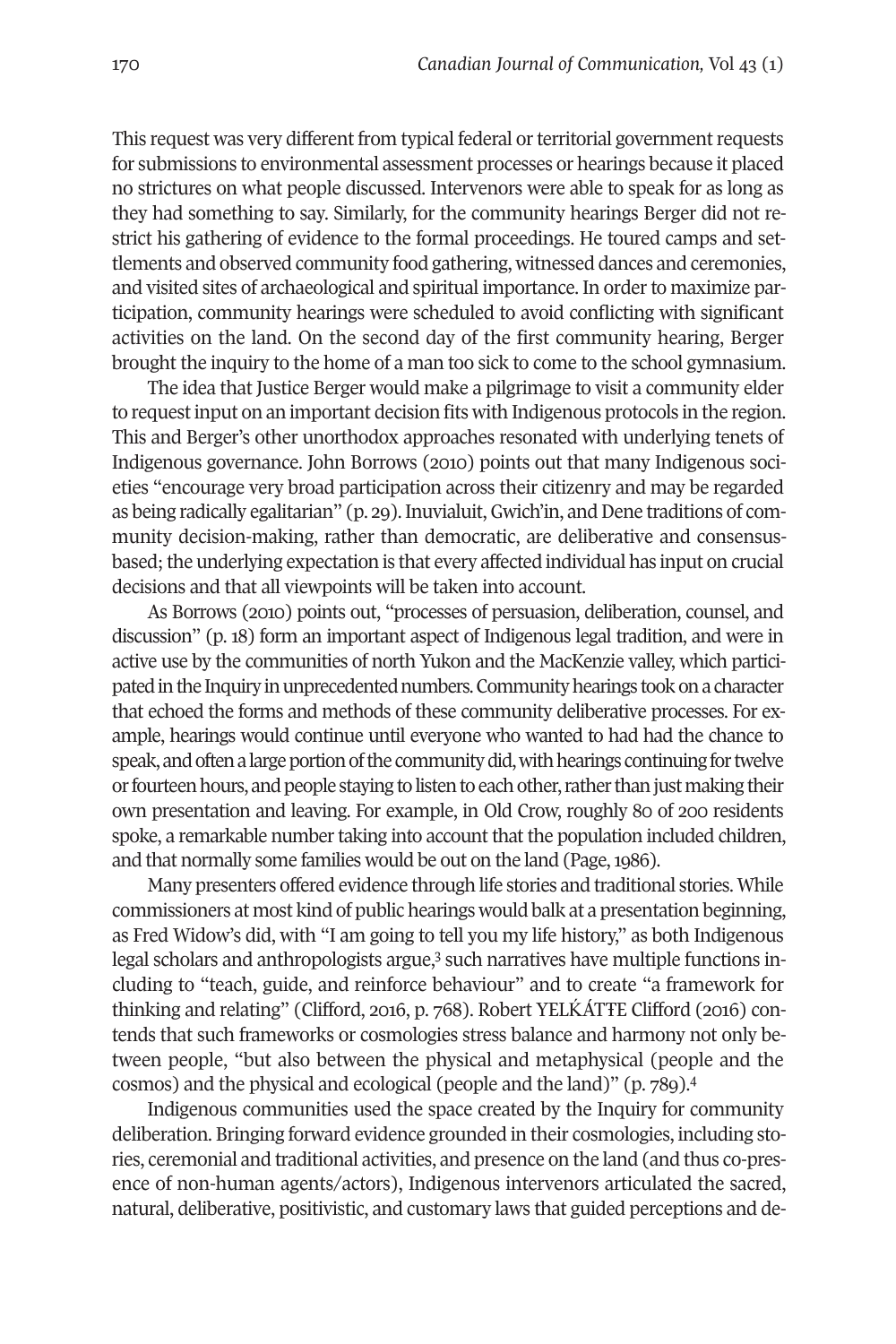This request was very different from typical federal or territorial government requests for submissions to environmental assessment processes or hearings because it placed no strictures on what people discussed. Intervenors were able to speak for as long as they had something to say. Similarly, for the community hearings Berger did not restrict his gathering of evidence to the formal proceedings. He toured camps and settlements and observed community food gathering, witnessed dances and ceremonies, and visited sites of archaeological and spiritual importance. In order to maximize participation, community hearings were scheduled to avoid conflicting with significant activities on the land. On the second day of the first community hearing, Berger brought the inquiry to the home of a man too sick to come to the school gymnasium.

The idea that Justice Berger would make a pilgrimage to visit a community elder to request input on an important decision fits with Indigenous protocols in the region. This and Berger's other unorthodox approaches resonated with underlying tenets of Indigenous governance. John Borrows (2010) points out that many Indigenous societies "encourage very broad participation across their citizenry and may be regarded as being radically egalitarian" (p. 29). Inuvialuit, Gwich'in, and Dene traditions of community decision-making, rather than democratic, are deliberative and consensus-based; the underlying expectation is that every affected individual has input on crucial decisions and that all viewpoints will be taken into account.

As Borrows (2010) points out, "processes of persuasion, deliberation, counsel, and discussion" (p. 18) form an important aspect of Indigenous legal tradition, and were in active use by the communities of north Yukon and the MacKenzie valley, which participated in the Inquiry in unprecedented numbers. Community hearings took on a character that echoed the forms and methods of these community deliberative processes. For example, hearings would continue until everyone who wanted to had had the chance to speak, and often a large portion of the community did, with hearings continuing for twelve or fourteen hours, and people staying to listen to each other, rather than just making their own presentation and leaving. For example, in Old Crow, roughly 80 of 200 residents spoke, a remarkable number taking into account that the population included children, and that normally some families would be out on the land (Page, 1986).

Many presenters offered evidence through life stories and traditional stories. While commissioners at most kind of public hearings would balk at a presentation beginning, as Fred Widow's did, with "I am going to tell you my life history," as both Indigenous legal scholars and anthropologists argue,[3] such narratives have multiple functions including to "teach, guide, and reinforce behaviour" and to create "a framework for thinking and relating" (Clifford, 2016, p. 768). Robert YELḰÁTTE Clifford (2016) contends that such frameworks or cosmologies stress balance and harmony not only between people, "but also between the physical and metaphysical (people and the cosmos) and the physical and ecological (people and the land)" (p. 789).[4]

Indigenous communities used the space created by the Inquiry for community deliberation. Bringing forward evidence grounded in their cosmologies, including stories, ceremonial and traditional activities, and presence on the land (and thus co-presence of non-human agents/actors), Indigenous intervenors articulated the sacred, natural, deliberative, positivistic, and customary laws that guided perceptions and de-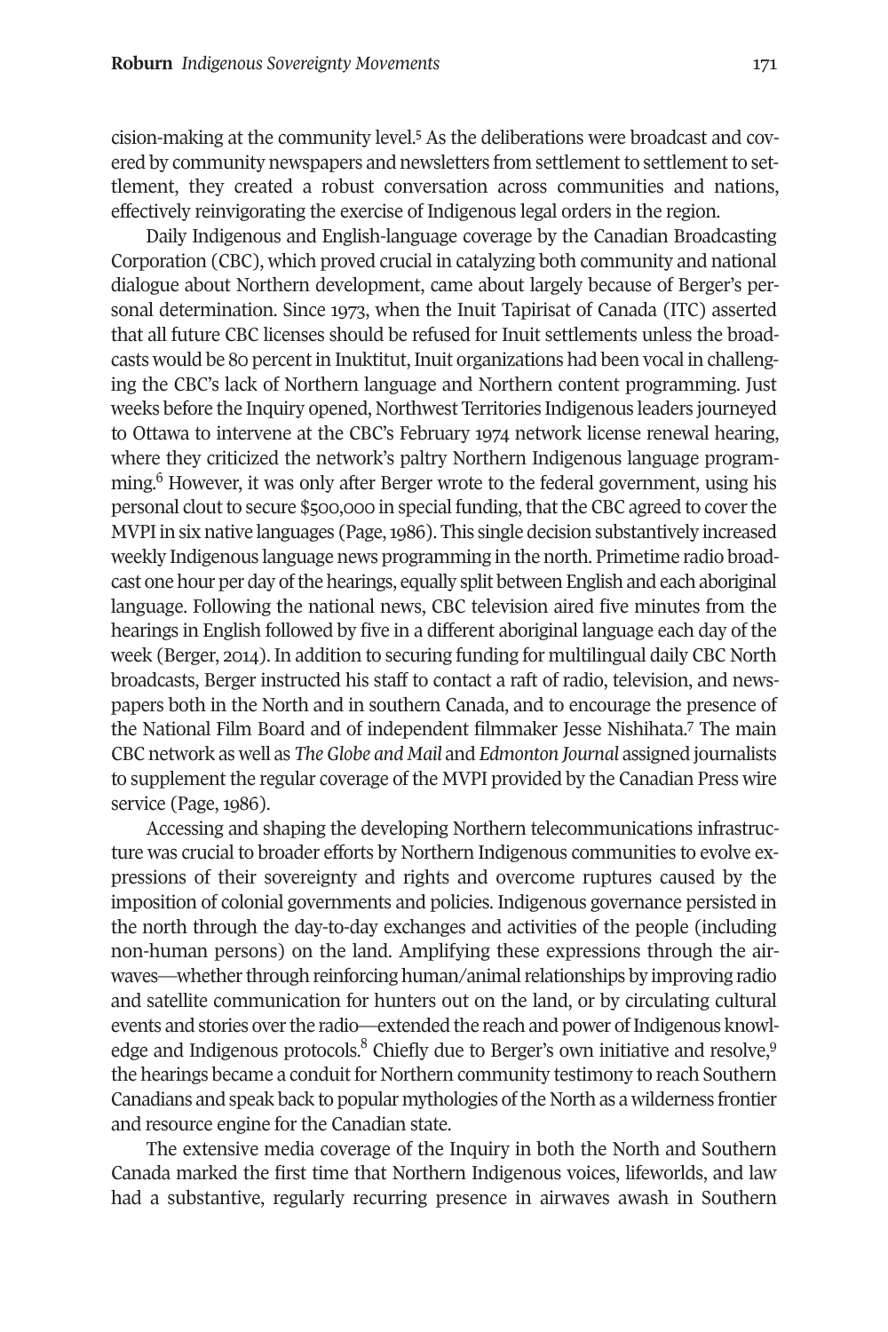cision-making at the community level.[5] As the deliberations were broadcast and covered by community newspapers and newsletters from settlement to settlement to settlement, they created a robust conversation across communities and nations, effectively reinvigorating the exercise of Indigenous legal orders in the region.

Daily Indigenous and English-language coverage by the Canadian Broadcasting Corporation (CBC), which proved crucial in catalyzing both community and national dialogue about Northern development, came about largely because of Berger's personal determination. Since 1973, when the Inuit Tapirisat of Canada (ITC) asserted that all future CBC licenses should be refused for Inuit settlements unless the broadcasts would be 80 percent in Inuktitut, Inuit organizations had been vocal in challenging the CBC's lack of Northern language and Northern content programming. Just weeks before the Inquiry opened, Northwest Territories Indigenous leaders journeyed to Ottawa to intervene at the CBC's February 1974 network license renewal hearing, where they criticized the network's paltry Northern Indigenous language programming.[6] However, it was only after Berger wrote to the federal government, using his personal clout to secure $500,000 in special funding, that the CBC agreed to cover the MVPI in six native languages (Page, 1986). This single decision substantively increased weekly Indigenous language news programming in the north. Primetime radio broadcast one hour per day of the hearings, equally split between English and each aboriginal language. Following the national news, CBC television aired five minutes from the hearings in English followed by five in a different aboriginal language each day of the week (Berger, 2014). In addition to securing funding for multilingual daily CBC North broadcasts, Berger instructed his staff to contact a raft of radio, television, and newspapers both in the North and in southern Canada, and to encourage the presence of the National Film Board and of independent filmmaker Jesse Nishihata.[7] The main CBC network as well as *The Globe and Mail* and *Edmonton Journal* assigned journalists to supplement the regular coverage of the MVPI provided by the Canadian Press wire service (Page, 1986).

Accessing and shaping the developing Northern telecommunications infrastructure was crucial to broader efforts by Northern Indigenous communities to evolve expressions of their sovereignty and rights and overcome ruptures caused by the imposition of colonial governments and policies. Indigenous governance persisted in the north through the day-to-day exchanges and activities of the people (including non-human persons) on the land. Amplifying these expressions through the airwaves—whether through reinforcing human/animal relationships by improving radio and satellite communication for hunters out on the land, or by circulating cultural events and stories over the radio—extended the reach and power of Indigenous knowledge and Indigenous protocols.[8] Chiefly due to Berger's own initiative and resolve,[9] the hearings became a conduit for Northern community testimony to reach Southern Canadians and speak back to popular mythologies of the North as a wilderness frontier and resource engine for the Canadian state.

The extensive media coverage of the Inquiry in both the North and Southern Canada marked the first time that Northern Indigenous voices, lifeworlds, and law had a substantive, regularly recurring presence in airwaves awash in Southern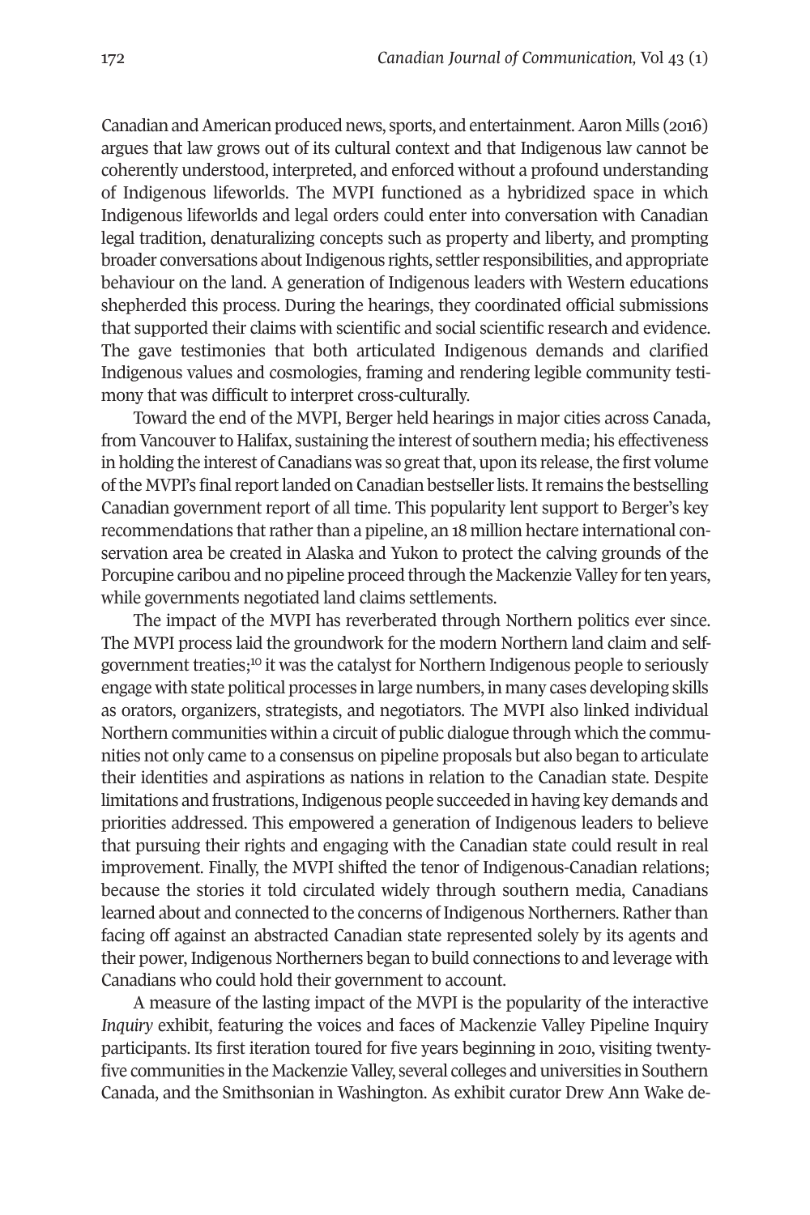Canadian and American produced news, sports, and entertainment. Aaron Mills (2016) argues that law grows out of its cultural context and that Indigenous law cannot be coherently understood, interpreted, and enforced without a profound understanding of Indigenous lifeworlds. The MVPI functioned as a hybridized space in which Indigenous lifeworlds and legal orders could enter into conversation with Canadian legal tradition, denaturalizing concepts such as property and liberty, and prompting broader conversations about Indigenous rights, settler responsibilities, and appropriate behaviour on the land. A generation of Indigenous leaders with Western educations shepherded this process. During the hearings, they coordinated official submissions that supported their claims with scientific and social scientific research and evidence. The gave testimonies that both articulated Indigenous demands and clarified Indigenous values and cosmologies, framing and rendering legible community testimony that was difficult to interpret cross-culturally.

Toward the end of the MVPI, Berger held hearings in major cities across Canada, from Vancouver to Halifax, sustaining the interest of southern media; his effectiveness in holding the interest of Canadians was so great that, upon its release, the first volume of the MVPI's final report landed on Canadian bestseller lists. It remains the bestselling Canadian government report of all time. This popularity lent support to Berger's key recommendations that rather than a pipeline, an 18 million hectare international conservation area be created in Alaska and Yukon to protect the calving grounds of the Porcupine caribou and no pipeline proceed through the Mackenzie Valley for ten years, while governments negotiated land claims settlements.

The impact of the MVPI has reverberated through Northern politics ever since. The MVPI process laid the groundwork for the modern Northern land claim and self-government treaties;[10] it was the catalyst for Northern Indigenous people to seriously engage with state political processes in large numbers, in many cases developing skills as orators, organizers, strategists, and negotiators. The MVPI also linked individual Northern communities within a circuit of public dialogue through which the communities not only came to a consensus on pipeline proposals but also began to articulate their identities and aspirations as nations in relation to the Canadian state. Despite limitations and frustrations, Indigenous people succeeded in having key demands and priorities addressed. This empowered a generation of Indigenous leaders to believe that pursuing their rights and engaging with the Canadian state could result in real improvement. Finally, the MVPI shifted the tenor of Indigenous-Canadian relations; because the stories it told circulated widely through southern media, Canadians learned about and connected to the concerns of Indigenous Northerners. Rather than facing off against an abstracted Canadian state represented solely by its agents and their power, Indigenous Northerners began to build connections to and leverage with Canadians who could hold their government to account.

A measure of the lasting impact of the MVPI is the popularity of the interactive *Inquiry* exhibit, featuring the voices and faces of Mackenzie Valley Pipeline Inquiry participants. Its first iteration toured for five years beginning in 2010, visiting twenty-five communities in the Mackenzie Valley, several colleges and universities in Southern Canada, and the Smithsonian in Washington. As exhibit curator Drew Ann Wake de-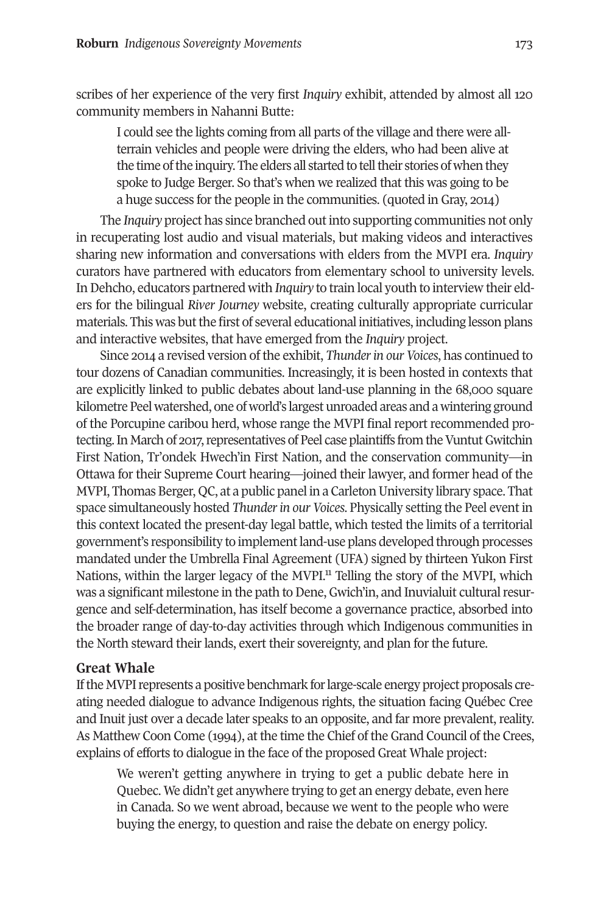scribes of her experience of the very first *Inquiry* exhibit, attended by almost all 120 community members in Nahanni Butte:

> I could see the lights coming from all parts of the village and there were all-terrain vehicles and people were driving the elders, who had been alive at the time of the inquiry. The elders all started to tell their stories of when they spoke to Judge Berger. So that's when we realized that this was going to be a huge success for the people in the communities. (quoted in Gray, 2014)

The *Inquiry* project has since branched out into supporting communities not only in recuperating lost audio and visual materials, but making videos and interactives sharing new information and conversations with elders from the MVPI era. *Inquiry* curators have partnered with educators from elementary school to university levels. In Dehcho, educators partnered with *Inquiry* to train local youth to interview their elders for the bilingual *River Journey* website, creating culturally appropriate curricular materials. This was but the first of several educational initiatives, including lesson plans and interactive websites, that have emerged from the *Inquiry* project.

Since 2014 a revised version of the exhibit, *Thunder in our Voices*, has continued to tour dozens of Canadian communities. Increasingly, it is been hosted in contexts that are explicitly linked to public debates about land-use planning in the 68,000 square kilometre Peel watershed, one of world's largest unroaded areas and a wintering ground of the Porcupine caribou herd, whose range the MVPI final report recommended protecting. In March of 2017, representatives of Peel case plaintiffs from the Vuntut Gwitchin First Nation, Tr'ondek Hwech'in First Nation, and the conservation community—in Ottawa for their Supreme Court hearing—joined their lawyer, and former head of the MVPI, Thomas Berger, QC, at a public panel in a Carleton University library space. That space simultaneously hosted *Thunder in our Voices*. Physically setting the Peel event in this context located the present-day legal battle, which tested the limits of a territorial government's responsibility to implement land-use plans developed through processes mandated under the Umbrella Final Agreement (UFA) signed by thirteen Yukon First Nations, within the larger legacy of the MVPI.[11] Telling the story of the MVPI, which was a significant milestone in the path to Dene, Gwich'in, and Inuvialuit cultural resurgence and self-determination, has itself become a governance practice, absorbed into the broader range of day-to-day activities through which Indigenous communities in the North steward their lands, exert their sovereignty, and plan for the future.

## Great Whale

If the MVPI represents a positive benchmark for large-scale energy project proposals creating needed dialogue to advance Indigenous rights, the situation facing Québec Cree and Inuit just over a decade later speaks to an opposite, and far more prevalent, reality. As Matthew Coon Come (1994), at the time the Chief of the Grand Council of the Crees, explains of efforts to dialogue in the face of the proposed Great Whale project:

> We weren't getting anywhere in trying to get a public debate here in Quebec. We didn't get anywhere trying to get an energy debate, even here in Canada. So we went abroad, because we went to the people who were buying the energy, to question and raise the debate on energy policy.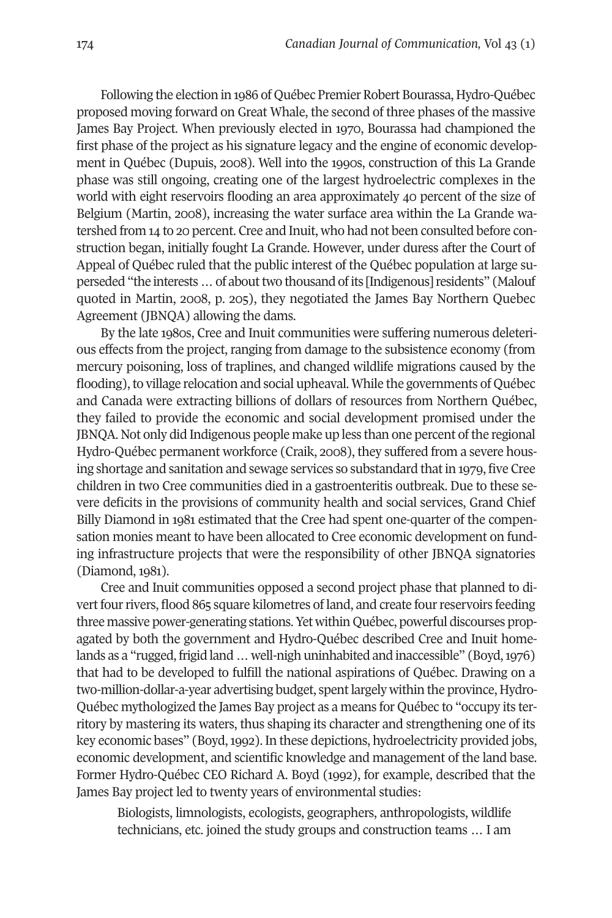Following the election in 1986 of Québec Premier Robert Bourassa, Hydro-Québec proposed moving forward on Great Whale, the second of three phases of the massive James Bay Project. When previously elected in 1970, Bourassa had championed the first phase of the project as his signature legacy and the engine of economic development in Québec (Dupuis, 2008). Well into the 1990s, construction of this La Grande phase was still ongoing, creating one of the largest hydroelectric complexes in the world with eight reservoirs flooding an area approximately 40 percent of the size of Belgium (Martin, 2008), increasing the water surface area within the La Grande watershed from 14 to 20 percent. Cree and Inuit, who had not been consulted before construction began, initially fought La Grande. However, under duress after the Court of Appeal of Québec ruled that the public interest of the Québec population at large superseded "the interests … of about two thousand of its [Indigenous] residents" (Malouf quoted in Martin, 2008, p. 205), they negotiated the James Bay Northern Quebec Agreement (JBNQA) allowing the dams.

By the late 1980s, Cree and Inuit communities were suffering numerous deleterious effects from the project, ranging from damage to the subsistence economy (from mercury poisoning, loss of traplines, and changed wildlife migrations caused by the flooding), to village relocation and social upheaval. While the governments of Québec and Canada were extracting billions of dollars of resources from Northern Québec, they failed to provide the economic and social development promised under the JBNQA. Not only did Indigenous people make up less than one percent of the regional Hydro-Québec permanent workforce (Craik, 2008), they suffered from a severe housing shortage and sanitation and sewage services so substandard that in 1979, five Cree children in two Cree communities died in a gastroenteritis outbreak. Due to these severe deficits in the provisions of community health and social services, Grand Chief Billy Diamond in 1981 estimated that the Cree had spent one-quarter of the compensation monies meant to have been allocated to Cree economic development on funding infrastructure projects that were the responsibility of other JBNQA signatories (Diamond, 1981).

Cree and Inuit communities opposed a second project phase that planned to divert four rivers, flood 865 square kilometres of land, and create four reservoirs feeding three massive power-generating stations. Yet within Québec, powerful discourses propagated by both the government and Hydro-Québec described Cree and Inuit homelands as a "rugged, frigid land … well-nigh uninhabited and inaccessible" (Boyd, 1976) that had to be developed to fulfill the national aspirations of Québec. Drawing on a two-million-dollar-a-year advertising budget, spent largely within the province, Hydro-Québec mythologized the James Bay project as a means for Québec to "occupy its territory by mastering its waters, thus shaping its character and strengthening one of its key economic bases" (Boyd, 1992). In these depictions, hydroelectricity provided jobs, economic development, and scientific knowledge and management of the land base. Former Hydro-Québec CEO Richard A. Boyd (1992), for example, described that the James Bay project led to twenty years of environmental studies:

> Biologists, limnologists, ecologists, geographers, anthropologists, wildlife technicians, etc. joined the study groups and construction teams … I am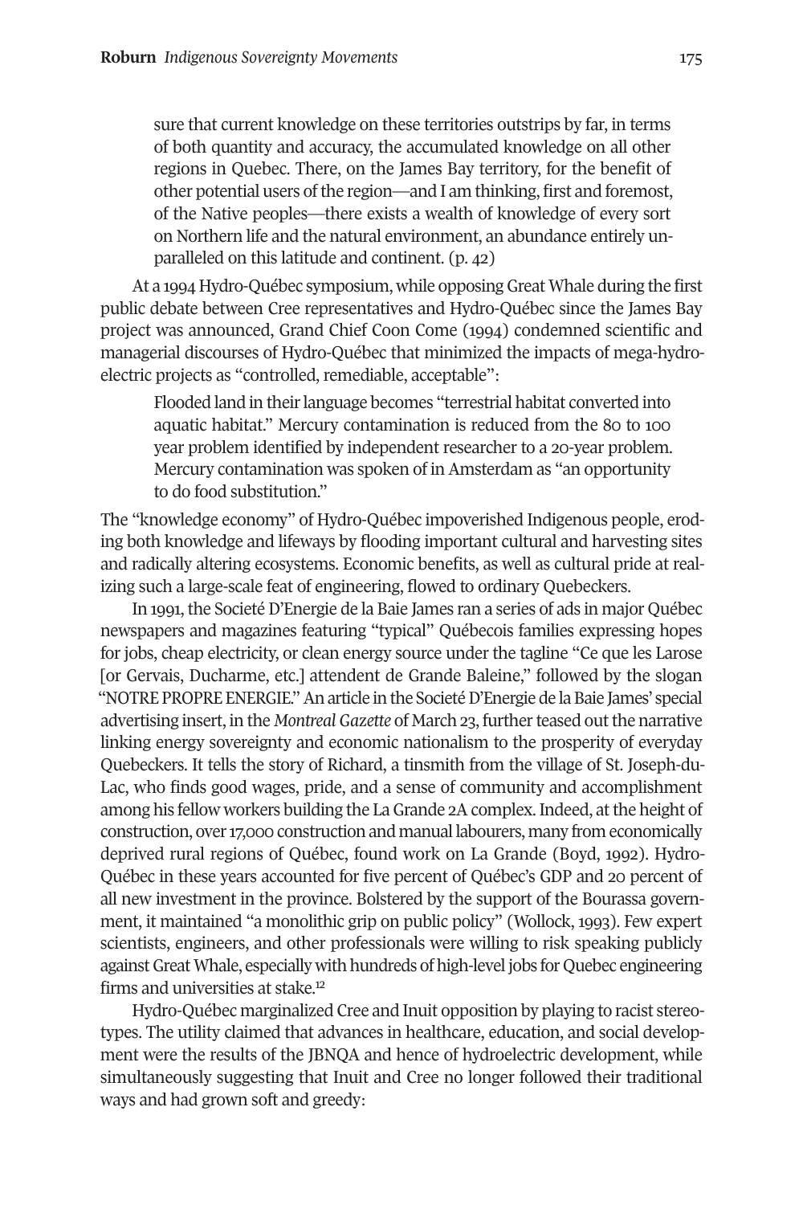> sure that current knowledge on these territories outstrips by far, in terms of both quantity and accuracy, the accumulated knowledge on all other regions in Quebec. There, on the James Bay territory, for the benefit of other potential users of the region—and I am thinking, first and foremost, of the Native peoples—there exists a wealth of knowledge of every sort on Northern life and the natural environment, an abundance entirely unparalleled on this latitude and continent. (p. 42)

At a 1994 Hydro-Québec symposium, while opposing Great Whale during the first public debate between Cree representatives and Hydro-Québec since the James Bay project was announced, Grand Chief Coon Come (1994) condemned scientific and managerial discourses of Hydro-Québec that minimized the impacts of mega-hydroelectric projects as "controlled, remediable, acceptable":

> Flooded land in their language becomes "terrestrial habitat converted into aquatic habitat." Mercury contamination is reduced from the 80 to 100 year problem identified by independent researcher to a 20-year problem. Mercury contamination was spoken of in Amsterdam as "an opportunity to do food substitution."

The "knowledge economy" of Hydro-Québec impoverished Indigenous people, eroding both knowledge and lifeways by flooding important cultural and harvesting sites and radically altering ecosystems. Economic benefits, as well as cultural pride at realizing such a large-scale feat of engineering, flowed to ordinary Quebeckers.

In 1991, the Societé D'Energie de la Baie James ran a series of ads in major Québec newspapers and magazines featuring "typical" Québecois families expressing hopes for jobs, cheap electricity, or clean energy source under the tagline "Ce que les Larose [or Gervais, Ducharme, etc.] attendent de Grande Baleine," followed by the slogan "NOTRE PROPRE ENERGIE." An article in the Societé D'Energie de la Baie James' special advertising insert, in the *Montreal Gazette* of March 23, further teased out the narrative linking energy sovereignty and economic nationalism to the prosperity of everyday Quebeckers. It tells the story of Richard, a tinsmith from the village of St. Joseph-du-Lac, who finds good wages, pride, and a sense of community and accomplishment among his fellow workers building the La Grande 2A complex. Indeed, at the height of construction, over 17,000 construction and manual labourers, many from economically deprived rural regions of Québec, found work on La Grande (Boyd, 1992). Hydro-Québec in these years accounted for five percent of Québec's GDP and 20 percent of all new investment in the province. Bolstered by the support of the Bourassa government, it maintained "a monolithic grip on public policy" (Wollock, 1993). Few expert scientists, engineers, and other professionals were willing to risk speaking publicly against Great Whale, especially with hundreds of high-level jobs for Quebec engineering firms and universities at stake.[12]

Hydro-Québec marginalized Cree and Inuit opposition by playing to racist stereotypes. The utility claimed that advances in healthcare, education, and social development were the results of the JBNQA and hence of hydroelectric development, while simultaneously suggesting that Inuit and Cree no longer followed their traditional ways and had grown soft and greedy: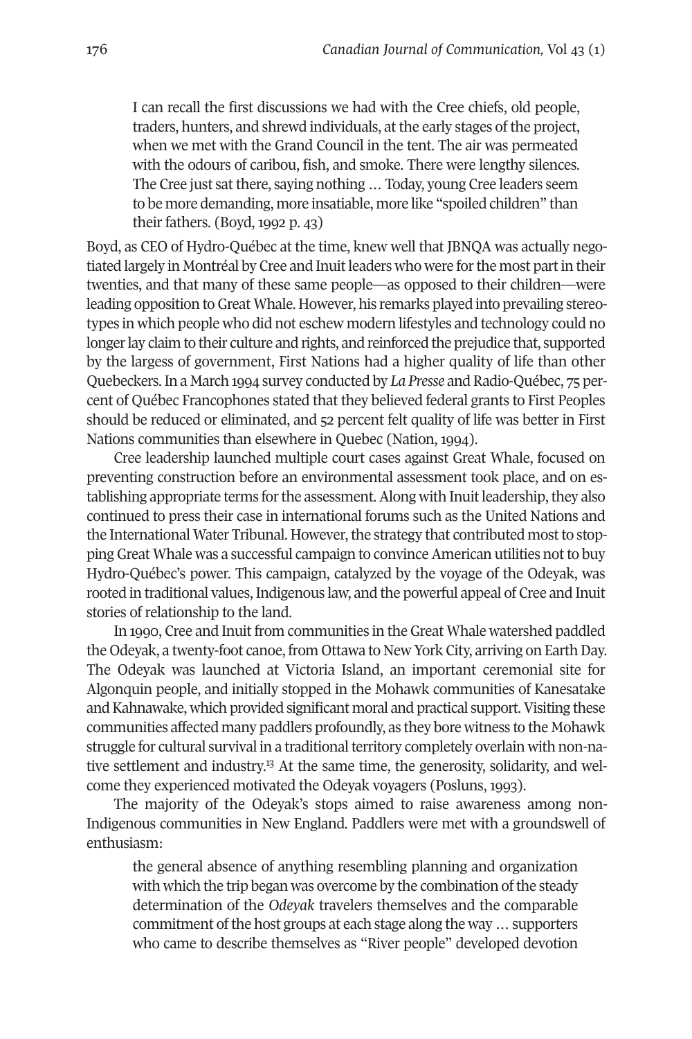> I can recall the first discussions we had with the Cree chiefs, old people, traders, hunters, and shrewd individuals, at the early stages of the project, when we met with the Grand Council in the tent. The air was permeated with the odours of caribou, fish, and smoke. There were lengthy silences. The Cree just sat there, saying nothing … Today, young Cree leaders seem to be more demanding, more insatiable, more like "spoiled children" than their fathers. (Boyd, 1992 p. 43)

Boyd, as CEO of Hydro-Québec at the time, knew well that JBNQA was actually negotiated largely in Montréal by Cree and Inuit leaders who were for the most part in their twenties, and that many of these same people—as opposed to their children—were leading opposition to Great Whale. However, his remarks played into prevailing stereotypes in which people who did not eschew modern lifestyles and technology could no longer lay claim to their culture and rights, and reinforced the prejudice that, supported by the largess of government, First Nations had a higher quality of life than other Quebeckers. In a March 1994 survey conducted by *La Presse* and Radio-Québec, 75 percent of Québec Francophones stated that they believed federal grants to First Peoples should be reduced or eliminated, and 52 percent felt quality of life was better in First Nations communities than elsewhere in Quebec (Nation, 1994).

Cree leadership launched multiple court cases against Great Whale, focused on preventing construction before an environmental assessment took place, and on establishing appropriate terms for the assessment. Along with Inuit leadership, they also continued to press their case in international forums such as the United Nations and the International Water Tribunal. However, the strategy that contributed most to stopping Great Whale was a successful campaign to convince American utilities not to buy Hydro-Québec's power. This campaign, catalyzed by the voyage of the Odeyak, was rooted in traditional values, Indigenous law, and the powerful appeal of Cree and Inuit stories of relationship to the land.

In 1990, Cree and Inuit from communities in the Great Whale watershed paddled the Odeyak, a twenty-foot canoe, from Ottawa to New York City, arriving on Earth Day. The Odeyak was launched at Victoria Island, an important ceremonial site for Algonquin people, and initially stopped in the Mohawk communities of Kanesatake and Kahnawake, which provided significant moral and practical support. Visiting these communities affected many paddlers profoundly, as they bore witness to the Mohawk struggle for cultural survival in a traditional territory completely overlain with non-native settlement and industry.[13] At the same time, the generosity, solidarity, and welcome they experienced motivated the Odeyak voyagers (Posluns, 1993).

The majority of the Odeyak's stops aimed to raise awareness among non-Indigenous communities in New England. Paddlers were met with a groundswell of enthusiasm:

> the general absence of anything resembling planning and organization with which the trip began was overcome by the combination of the steady determination of the *Odeyak* travelers themselves and the comparable commitment of the host groups at each stage along the way … supporters who came to describe themselves as "River people" developed devotion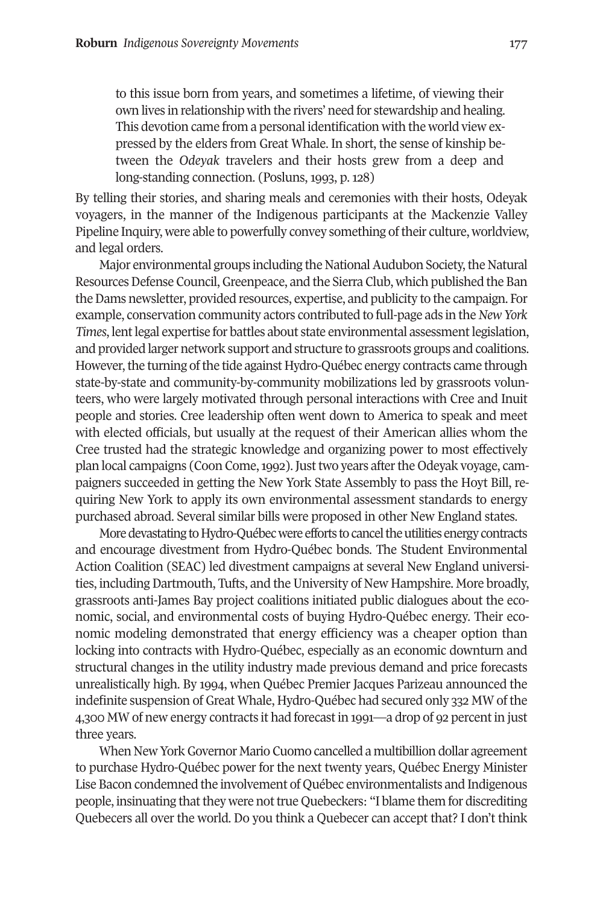> to this issue born from years, and sometimes a lifetime, of viewing their own lives in relationship with the rivers' need for stewardship and healing. This devotion came from a personal identification with the world view expressed by the elders from Great Whale. In short, the sense of kinship between the *Odeyak* travelers and their hosts grew from a deep and long-standing connection. (Posluns, 1993, p. 128)

By telling their stories, and sharing meals and ceremonies with their hosts, Odeyak voyagers, in the manner of the Indigenous participants at the Mackenzie Valley Pipeline Inquiry, were able to powerfully convey something of their culture, worldview, and legal orders.

Major environmental groups including the National Audubon Society, the Natural Resources Defense Council, Greenpeace, and the Sierra Club, which published the Ban the Dams newsletter, provided resources, expertise, and publicity to the campaign. For example, conservation community actors contributed to full-page ads in the *New York Times*, lent legal expertise for battles about state environmental assessment legislation, and provided larger network support and structure to grassroots groups and coalitions. However, the turning of the tide against Hydro-Québec energy contracts came through state-by-state and community-by-community mobilizations led by grassroots volunteers, who were largely motivated through personal interactions with Cree and Inuit people and stories. Cree leadership often went down to America to speak and meet with elected officials, but usually at the request of their American allies whom the Cree trusted had the strategic knowledge and organizing power to most effectively plan local campaigns (Coon Come, 1992). Just two years after the Odeyak voyage, campaigners succeeded in getting the New York State Assembly to pass the Hoyt Bill, requiring New York to apply its own environmental assessment standards to energy purchased abroad. Several similar bills were proposed in other New England states.

More devastating to Hydro-Québec were efforts to cancel the utilities energy contracts and encourage divestment from Hydro-Québec bonds. The Student Environmental Action Coalition (SEAC) led divestment campaigns at several New England universities, including Dartmouth, Tufts, and the University of New Hampshire. More broadly, grassroots anti-James Bay project coalitions initiated public dialogues about the economic, social, and environmental costs of buying Hydro-Québec energy. Their economic modeling demonstrated that energy efficiency was a cheaper option than locking into contracts with Hydro-Québec, especially as an economic downturn and structural changes in the utility industry made previous demand and price forecasts unrealistically high. By 1994, when Québec Premier Jacques Parizeau announced the indefinite suspension of Great Whale, Hydro-Québec had secured only 332 MW of the 4,300 MW of new energy contracts it had forecast in 1991—a drop of 92 percent in just three years.

When New York Governor Mario Cuomo cancelled a multibillion dollar agreement to purchase Hydro-Québec power for the next twenty years, Québec Energy Minister Lise Bacon condemned the involvement of Québec environmentalists and Indigenous people, insinuating that they were not true Quebeckers: "I blame them for discrediting Quebecers all over the world. Do you think a Quebecer can accept that? I don't think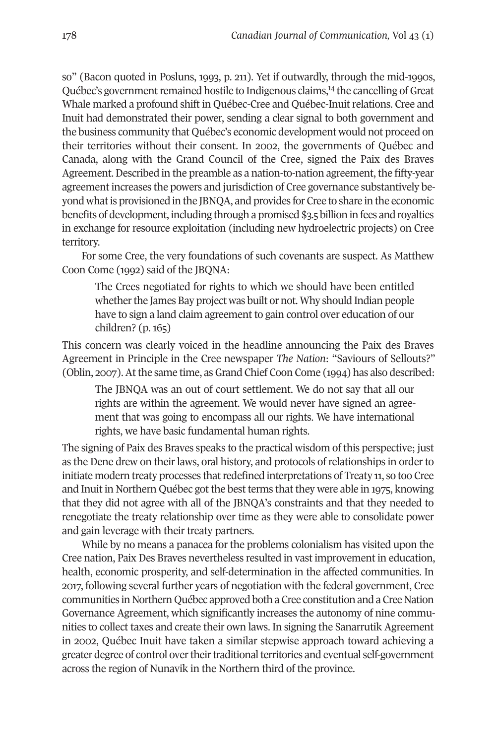so" (Bacon quoted in Posluns, 1993, p. 211). Yet if outwardly, through the mid-1990s, Québec's government remained hostile to Indigenous claims,[14] the cancelling of Great Whale marked a profound shift in Québec-Cree and Québec-Inuit relations. Cree and Inuit had demonstrated their power, sending a clear signal to both government and the business community that Québec's economic development would not proceed on their territories without their consent. In 2002, the governments of Québec and Canada, along with the Grand Council of the Cree, signed the Paix des Braves Agreement. Described in the preamble as a nation-to-nation agreement, the fifty-year agreement increases the powers and jurisdiction of Cree governance substantively beyond what is provisioned in the JBNQA, and provides for Cree to share in the economic benefits of development, including through a promised $3.5 billion in fees and royalties in exchange for resource exploitation (including new hydroelectric projects) on Cree territory.

For some Cree, the very foundations of such covenants are suspect. As Matthew Coon Come (1992) said of the JBQNA:

> The Crees negotiated for rights to which we should have been entitled whether the James Bay project was built or not. Why should Indian people have to sign a land claim agreement to gain control over education of our children? (p. 165)

This concern was clearly voiced in the headline announcing the Paix des Braves Agreement in Principle in the Cree newspaper *The Nation*: "Saviours of Sellouts?" (Oblin, 2007). At the same time, as Grand Chief Coon Come (1994) has also described:

> The JBNQA was an out of court settlement. We do not say that all our rights are within the agreement. We would never have signed an agreement that was going to encompass all our rights. We have international rights, we have basic fundamental human rights.

The signing of Paix des Braves speaks to the practical wisdom of this perspective; just as the Dene drew on their laws, oral history, and protocols of relationships in order to initiate modern treaty processes that redefined interpretations of Treaty 11, so too Cree and Inuit in Northern Québec got the best terms that they were able in 1975, knowing that they did not agree with all of the JBNQA's constraints and that they needed to renegotiate the treaty relationship over time as they were able to consolidate power and gain leverage with their treaty partners.

While by no means a panacea for the problems colonialism has visited upon the Cree nation, Paix Des Braves nevertheless resulted in vast improvement in education, health, economic prosperity, and self-determination in the affected communities. In 2017, following several further years of negotiation with the federal government, Cree communities in Northern Québec approved both a Cree constitution and a Cree Nation Governance Agreement, which significantly increases the autonomy of nine communities to collect taxes and create their own laws. In signing the Sanarrutik Agreement in 2002, Québec Inuit have taken a similar stepwise approach toward achieving a greater degree of control over their traditional territories and eventual self-government across the region of Nunavik in the Northern third of the province.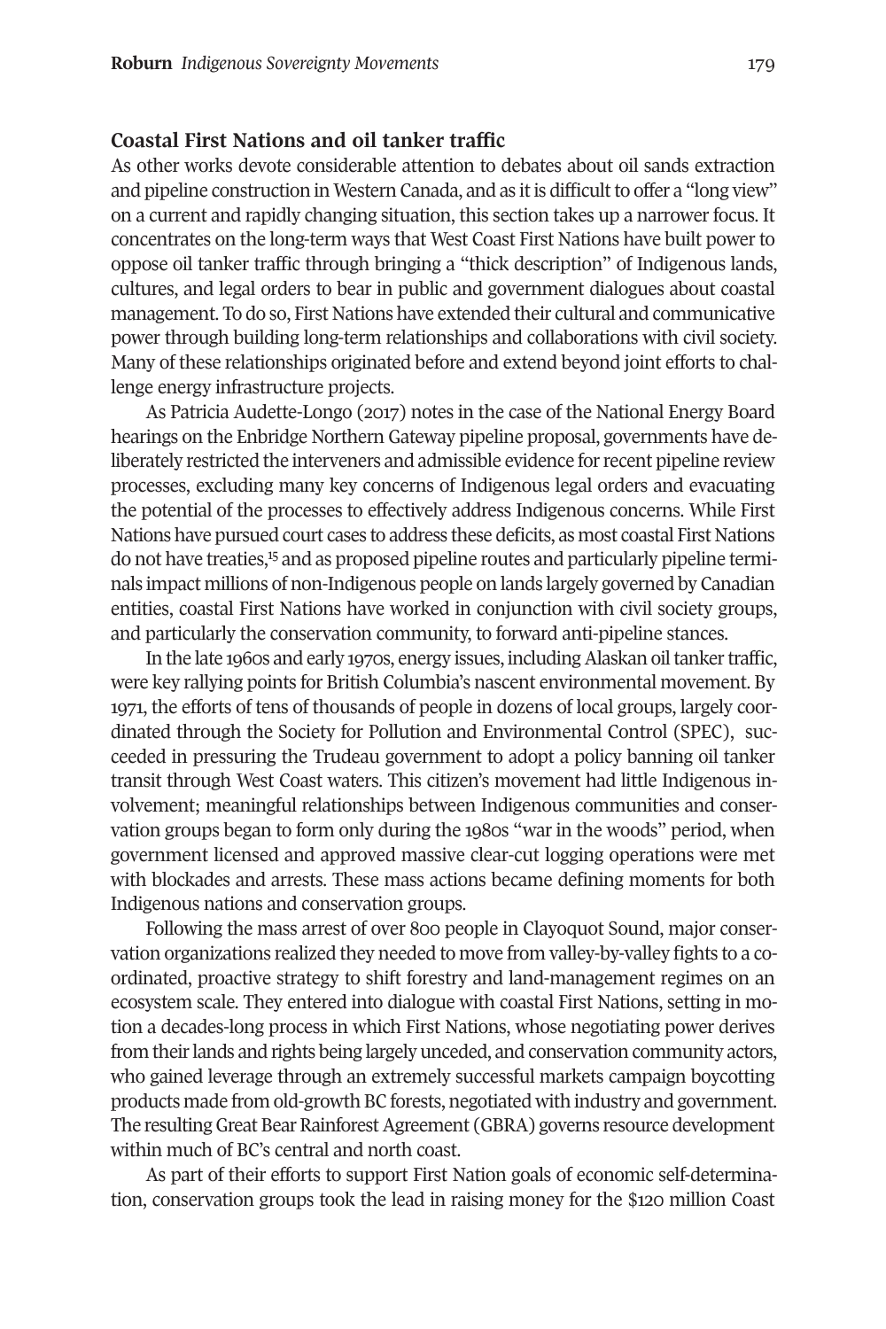## Coastal First Nations and oil tanker traffic

As other works devote considerable attention to debates about oil sands extraction and pipeline construction in Western Canada, and as it is difficult to offer a "long view" on a current and rapidly changing situation, this section takes up a narrower focus. It concentrates on the long-term ways that West Coast First Nations have built power to oppose oil tanker traffic through bringing a "thick description" of Indigenous lands, cultures, and legal orders to bear in public and government dialogues about coastal management. To do so, First Nations have extended their cultural and communicative power through building long-term relationships and collaborations with civil society. Many of these relationships originated before and extend beyond joint efforts to challenge energy infrastructure projects.

As Patricia Audette-Longo (2017) notes in the case of the National Energy Board hearings on the Enbridge Northern Gateway pipeline proposal, governments have deliberately restricted the interveners and admissible evidence for recent pipeline review processes, excluding many key concerns of Indigenous legal orders and evacuating the potential of the processes to effectively address Indigenous concerns. While First Nations have pursued court cases to address these deficits, as most coastal First Nations do not have treaties,[15] and as proposed pipeline routes and particularly pipeline terminals impact millions of non-Indigenous people on lands largely governed by Canadian entities, coastal First Nations have worked in conjunction with civil society groups, and particularly the conservation community, to forward anti-pipeline stances.

In the late 1960s and early 1970s, energy issues, including Alaskan oil tanker traffic, were key rallying points for British Columbia's nascent environmental movement. By 1971, the efforts of tens of thousands of people in dozens of local groups, largely coordinated through the Society for Pollution and Environmental Control (SPEC), succeeded in pressuring the Trudeau government to adopt a policy banning oil tanker transit through West Coast waters. This citizen's movement had little Indigenous involvement; meaningful relationships between Indigenous communities and conservation groups began to form only during the 1980s "war in the woods" period, when government licensed and approved massive clear-cut logging operations were met with blockades and arrests. These mass actions became defining moments for both Indigenous nations and conservation groups.

Following the mass arrest of over 800 people in Clayoquot Sound, major conservation organizations realized they needed to move from valley-by-valley fights to a coordinated, proactive strategy to shift forestry and land-management regimes on an ecosystem scale. They entered into dialogue with coastal First Nations, setting in motion a decades-long process in which First Nations, whose negotiating power derives from their lands and rights being largely unceded, and conservation community actors, who gained leverage through an extremely successful markets campaign boycotting products made from old-growth BC forests, negotiated with industry and government. The resulting Great Bear Rainforest Agreement (GBRA) governs resource development within much of BC's central and north coast.

As part of their efforts to support First Nation goals of economic self-determination, conservation groups took the lead in raising money for the $120 million Coast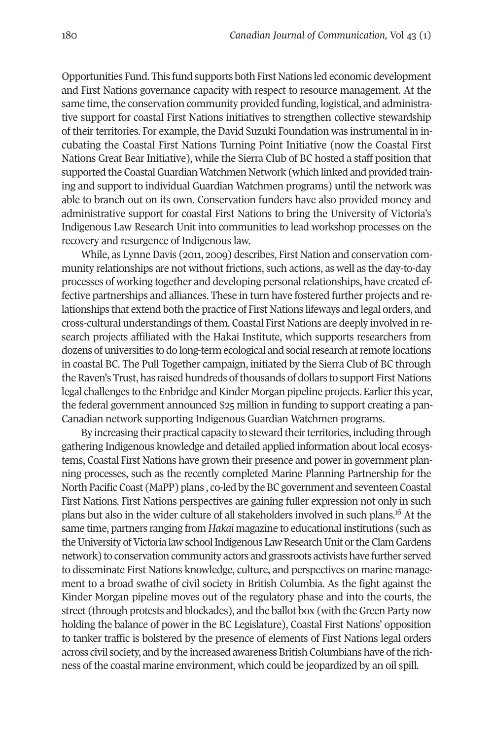Opportunities Fund. This fund supports both First Nations led economic development and First Nations governance capacity with respect to resource management. At the same time, the conservation community provided funding, logistical, and administrative support for coastal First Nations initiatives to strengthen collective stewardship of their territories. For example, the David Suzuki Foundation was instrumental in incubating the Coastal First Nations Turning Point Initiative (now the Coastal First Nations Great Bear Initiative), while the Sierra Club of BC hosted a staff position that supported the Coastal Guardian Watchmen Network (which linked and provided training and support to individual Guardian Watchmen programs) until the network was able to branch out on its own. Conservation funders have also provided money and administrative support for coastal First Nations to bring the University of Victoria's Indigenous Law Research Unit into communities to lead workshop processes on the recovery and resurgence of Indigenous law.

While, as Lynne Davis (2011, 2009) describes, First Nation and conservation community relationships are not without frictions, such actions, as well as the day-to-day processes of working together and developing personal relationships, have created effective partnerships and alliances. These in turn have fostered further projects and relationships that extend both the practice of First Nations lifeways and legal orders, and cross-cultural understandings of them. Coastal First Nations are deeply involved in research projects affiliated with the Hakai Institute, which supports researchers from dozens of universities to do long-term ecological and social research at remote locations in coastal BC. The Pull Together campaign, initiated by the Sierra Club of BC through the Raven's Trust, has raised hundreds of thousands of dollars to support First Nations legal challenges to the Enbridge and Kinder Morgan pipeline projects. Earlier this year, the federal government announced $25 million in funding to support creating a pan-Canadian network supporting Indigenous Guardian Watchmen programs.

By increasing their practical capacity to steward their territories, including through gathering Indigenous knowledge and detailed applied information about local ecosystems, Coastal First Nations have grown their presence and power in government planning processes, such as the recently completed Marine Planning Partnership for the North Pacific Coast (MaPP) plans , co-led by the BC government and seventeen Coastal First Nations. First Nations perspectives are gaining fuller expression not only in such plans but also in the wider culture of all stakeholders involved in such plans.[16] At the same time, partners ranging from *Hakai* magazine to educational institutions (such as the University of Victoria law school Indigenous Law Research Unit or the Clam Gardens network) to conservation community actors and grassroots activists have further served to disseminate First Nations knowledge, culture, and perspectives on marine management to a broad swathe of civil society in British Columbia. As the fight against the Kinder Morgan pipeline moves out of the regulatory phase and into the courts, the street (through protests and blockades), and the ballot box (with the Green Party now holding the balance of power in the BC Legislature), Coastal First Nations' opposition to tanker traffic is bolstered by the presence of elements of First Nations legal orders across civil society, and by the increased awareness British Columbians have of the richness of the coastal marine environment, which could be jeopardized by an oil spill.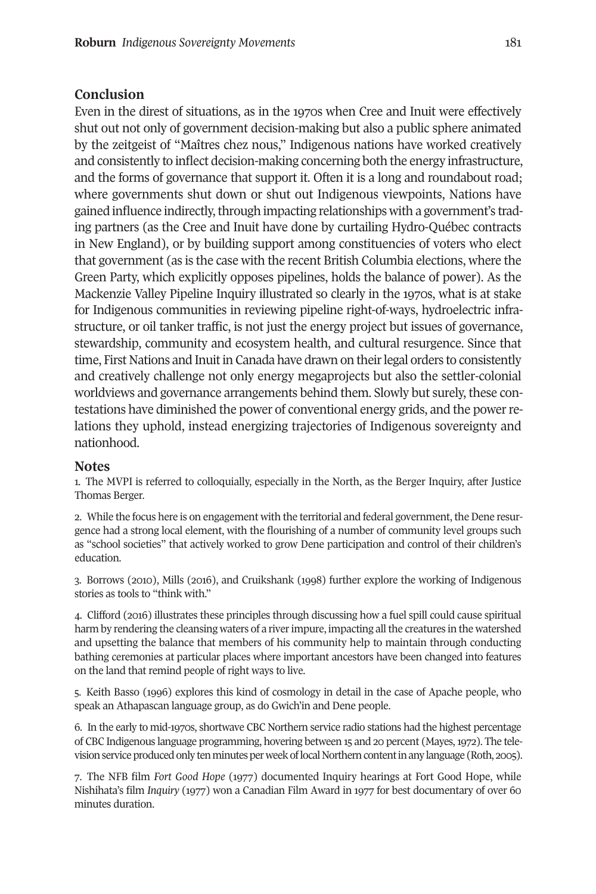## Conclusion

Even in the direst of situations, as in the 1970s when Cree and Inuit were effectively shut out not only of government decision-making but also a public sphere animated by the zeitgeist of "Maîtres chez nous," Indigenous nations have worked creatively and consistently to inflect decision-making concerning both the energy infrastructure, and the forms of governance that support it. Often it is a long and roundabout road; where governments shut down or shut out Indigenous viewpoints, Nations have gained influence indirectly, through impacting relationships with a government's trading partners (as the Cree and Inuit have done by curtailing Hydro-Québec contracts in New England), or by building support among constituencies of voters who elect that government (as is the case with the recent British Columbia elections, where the Green Party, which explicitly opposes pipelines, holds the balance of power). As the Mackenzie Valley Pipeline Inquiry illustrated so clearly in the 1970s, what is at stake for Indigenous communities in reviewing pipeline right-of-ways, hydroelectric infrastructure, or oil tanker traffic, is not just the energy project but issues of governance, stewardship, community and ecosystem health, and cultural resurgence. Since that time, First Nations and Inuit in Canada have drawn on their legal orders to consistently and creatively challenge not only energy megaprojects but also the settler-colonial worldviews and governance arrangements behind them. Slowly but surely, these contestations have diminished the power of conventional energy grids, and the power relations they uphold, instead energizing trajectories of Indigenous sovereignty and nationhood.

## Notes

1. The MVPI is referred to colloquially, especially in the North, as the Berger Inquiry, after Justice Thomas Berger.

2. While the focus here is on engagement with the territorial and federal government, the Dene resurgence had a strong local element, with the flourishing of a number of community level groups such as "school societies" that actively worked to grow Dene participation and control of their children's education.

3. Borrows (2010), Mills (2016), and Cruikshank (1998) further explore the working of Indigenous stories as tools to "think with."

4. Clifford (2016) illustrates these principles through discussing how a fuel spill could cause spiritual harm by rendering the cleansing waters of a river impure, impacting all the creatures in the watershed and upsetting the balance that members of his community help to maintain through conducting bathing ceremonies at particular places where important ancestors have been changed into features on the land that remind people of right ways to live.

5. Keith Basso (1996) explores this kind of cosmology in detail in the case of Apache people, who speak an Athapascan language group, as do Gwich'in and Dene people.

6. In the early to mid-1970s, shortwave CBC Northern service radio stations had the highest percentage of CBC Indigenous language programming, hovering between 15 and 20 percent (Mayes, 1972). The television service produced only ten minutes per week of local Northern content in any language (Roth, 2005).

7. The NFB film *Fort Good Hope* (1977) documented Inquiry hearings at Fort Good Hope, while Nishihata's film *Inquiry* (1977) won a Canadian Film Award in 1977 for best documentary of over 60 minutes duration.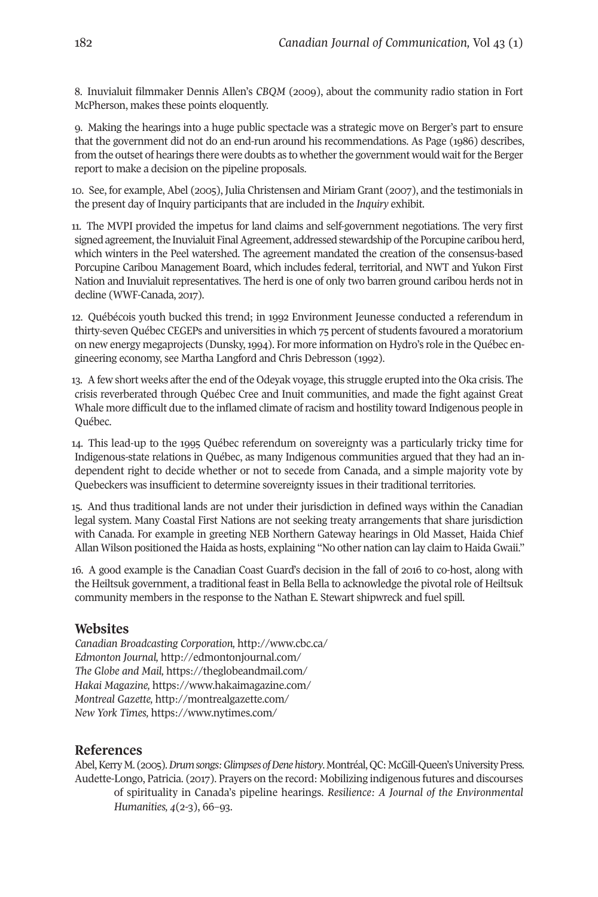8. Inuvialuit filmmaker Dennis Allen's *CBQM* (2009), about the community radio station in Fort McPherson, makes these points eloquently.

9. Making the hearings into a huge public spectacle was a strategic move on Berger's part to ensure that the government did not do an end-run around his recommendations. As Page (1986) describes, from the outset of hearings there were doubts as to whether the government would wait for the Berger report to make a decision on the pipeline proposals.

10. See, for example, Abel (2005), Julia Christensen and Miriam Grant (2007), and the testimonials in the present day of Inquiry participants that are included in the *Inquiry* exhibit.

11. The MVPI provided the impetus for land claims and self-government negotiations. The very first signed agreement, the Inuvialuit Final Agreement, addressed stewardship of the Porcupine caribou herd, which winters in the Peel watershed. The agreement mandated the creation of the consensus-based Porcupine Caribou Management Board, which includes federal, territorial, and NWT and Yukon First Nation and Inuvialuit representatives. The herd is one of only two barren ground caribou herds not in decline (WWF-Canada, 2017).

12. Québécois youth bucked this trend; in 1992 Environment Jeunesse conducted a referendum in thirty-seven Québec CEGEPs and universities in which 75 percent of students favoured a moratorium on new energy megaprojects (Dunsky, 1994). For more information on Hydro's role in the Québec engineering economy, see Martha Langford and Chris Debresson (1992).

13. A few short weeks after the end of the Odeyak voyage, this struggle erupted into the Oka crisis. The crisis reverberated through Québec Cree and Inuit communities, and made the fight against Great Whale more difficult due to the inflamed climate of racism and hostility toward Indigenous people in Québec.

14. This lead-up to the 1995 Québec referendum on sovereignty was a particularly tricky time for Indigenous-state relations in Québec, as many Indigenous communities argued that they had an independent right to decide whether or not to secede from Canada, and a simple majority vote by Quebeckers was insufficient to determine sovereignty issues in their traditional territories.

15. And thus traditional lands are not under their jurisdiction in defined ways within the Canadian legal system. Many Coastal First Nations are not seeking treaty arrangements that share jurisdiction with Canada. For example in greeting NEB Northern Gateway hearings in Old Masset, Haida Chief Allan Wilson positioned the Haida as hosts, explaining "No other nation can lay claim to Haida Gwaii."

16. A good example is the Canadian Coast Guard's decision in the fall of 2016 to co-host, along with the Heiltsuk government, a traditional feast in Bella Bella to acknowledge the pivotal role of Heiltsuk community members in the response to the Nathan E. Stewart shipwreck and fuel spill.

## Websites

*Canadian Broadcasting Corporation,* http://www.cbc.ca/
*Edmonton Journal,* http://edmontonjournal.com/
*The Globe and Mail,* https://theglobeandmail.com/
*Hakai Magazine,* https://www.hakaimagazine.com/
*Montreal Gazette,* http://montrealgazette.com/
*New York Times,* https://www.nytimes.com/

## References

Abel, Kerry M. (2005). *Drum songs: Glimpses of Dene history*. Montréal, QC: McGill-Queen's University Press.

Audette-Longo, Patricia. (2017). Prayers on the record: Mobilizing indigenous futures and discourses of spirituality in Canada's pipeline hearings. *Resilience: A Journal of the Environmental Humanities, 4*(2-3), 66–93.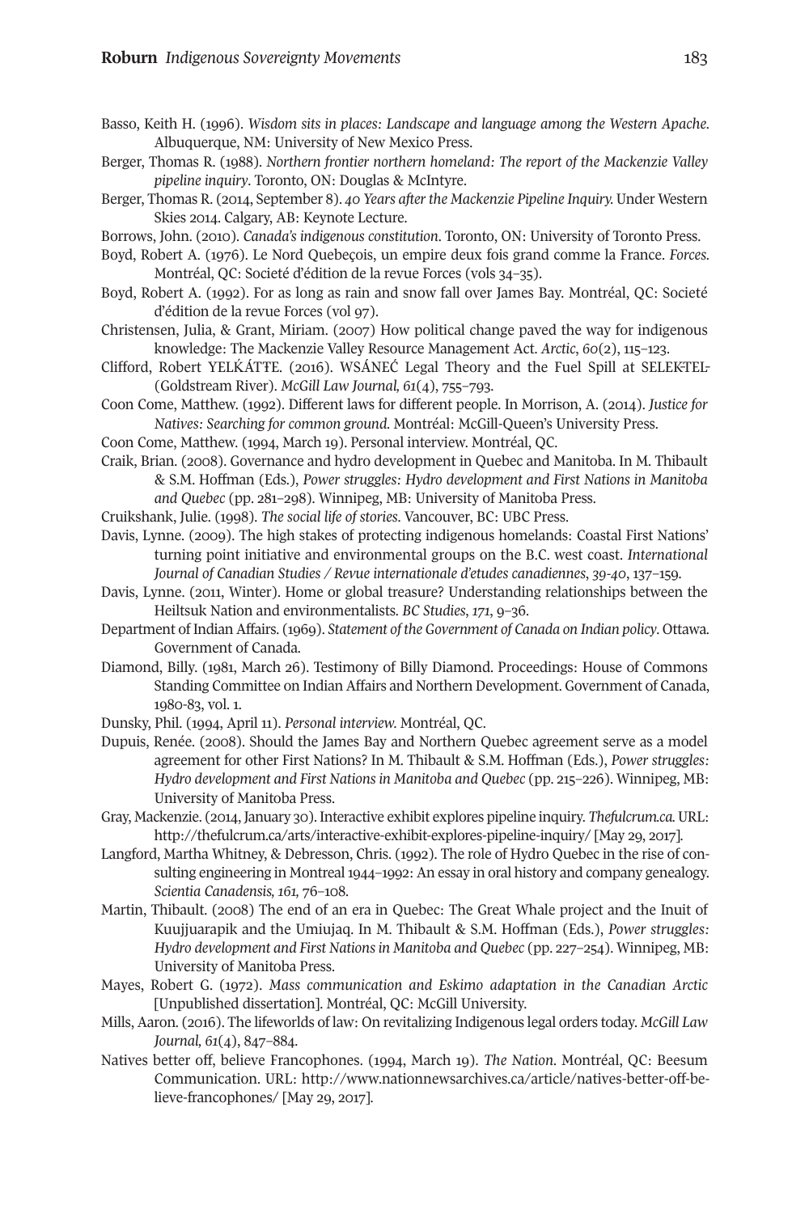Basso, Keith H. (1996). *Wisdom sits in places: Landscape and language among the Western Apache*. Albuquerque, NM: University of New Mexico Press.

Berger, Thomas R. (1988). *Northern frontier northern homeland: The report of the Mackenzie Valley pipeline inquiry*. Toronto, ON: Douglas & McIntyre.

Berger, Thomas R. (2014, September 8). *40 Years after the Mackenzie Pipeline Inquiry.* Under Western Skies 2014. Calgary, AB: Keynote Lecture.

Borrows, John. (2010). *Canada's indigenous constitution*. Toronto, ON: University of Toronto Press.

Boyd, Robert A. (1976). Le Nord Quebeçois, un empire deux fois grand comme la France. *Forces.* Montréal, QC: Societé d'édition de la revue Forces (vols 34–35).

Boyd, Robert A. (1992). For as long as rain and snow fall over James Bay. Montréal, QC: Societé d'édition de la revue Forces (vol 97).

Christensen, Julia, & Grant, Miriam. (2007) How political change paved the way for indigenous knowledge: The Mackenzie Valley Resource Management Act. *Arctic*, *60*(2), 115–123.

Clifford, Robert YELḰÁTT̸E. (2016). WSÁNEĆ Legal Theory and the Fuel Spill at SELEKTEL (Goldstream River). *McGill Law Journal, 61*(4), 755–793.

Coon Come, Matthew. (1992). Different laws for different people. In Morrison, A. (2014). *Justice for Natives: Searching for common ground.* Montréal: McGill-Queen's University Press.

Coon Come, Matthew. (1994, March 19). Personal interview. Montréal, QC.

Craik, Brian. (2008). Governance and hydro development in Quebec and Manitoba. In M. Thibault & S.M. Hoffman (Eds.), *Power struggles: Hydro development and First Nations in Manitoba and Quebec* (pp. 281–298). Winnipeg, MB: University of Manitoba Press.

Cruikshank, Julie. (1998). *The social life of stories*. Vancouver, BC: UBC Press.

Davis, Lynne. (2009). The high stakes of protecting indigenous homelands: Coastal First Nations' turning point initiative and environmental groups on the B.C. west coast. *International Journal of Canadian Studies / Revue internationale d'etudes canadiennes*, *39-40*, 137–159.

Davis, Lynne. (2011, Winter). Home or global treasure? Understanding relationships between the Heiltsuk Nation and environmentalists. *BC Studies*, *171*, 9–36.

Department of Indian Affairs. (1969). *Statement of the Government of Canada on Indian policy*. Ottawa. Government of Canada.

Diamond, Billy. (1981, March 26). Testimony of Billy Diamond. Proceedings: House of Commons Standing Committee on Indian Affairs and Northern Development. Government of Canada, 1980-83, vol. 1.

Dunsky, Phil. (1994, April 11). *Personal interview*. Montréal, QC.

Dupuis, Renée. (2008). Should the James Bay and Northern Quebec agreement serve as a model agreement for other First Nations? In M. Thibault & S.M. Hoffman (Eds.), *Power struggles: Hydro development and First Nations in Manitoba and Quebec* (pp. 215–226). Winnipeg, MB: University of Manitoba Press.

Gray, Mackenzie. (2014, January 30). Interactive exhibit explores pipeline inquiry. *Thefulcrum.ca.* URL: http://thefulcrum.ca/arts/interactive-exhibit-explores-pipeline-inquiry/ [May 29, 2017].

Langford, Martha Whitney, & Debresson, Chris. (1992). The role of Hydro Quebec in the rise of consulting engineering in Montreal 1944–1992: An essay in oral history and company genealogy. *Scientia Canadensis, 161,* 76–108.

Martin, Thibault. (2008) The end of an era in Quebec: The Great Whale project and the Inuit of Kuujjuarapik and the Umiujaq. In M. Thibault & S.M. Hoffman (Eds.), *Power struggles: Hydro development and First Nations in Manitoba and Quebec* (pp. 227–254). Winnipeg, MB: University of Manitoba Press.

Mayes, Robert G. (1972). *Mass communication and Eskimo adaptation in the Canadian Arctic* [Unpublished dissertation]. Montréal, QC: McGill University.

Mills, Aaron. (2016). The lifeworlds of law: On revitalizing Indigenous legal orders today. *McGill Law Journal, 61*(4), 847–884.

Natives better off, believe Francophones. (1994, March 19). *The Nation*. Montréal, QC: Beesum Communication. URL: http://www.nationnewsarchives.ca/article/natives-better-off-believe-francophones/ [May 29, 2017].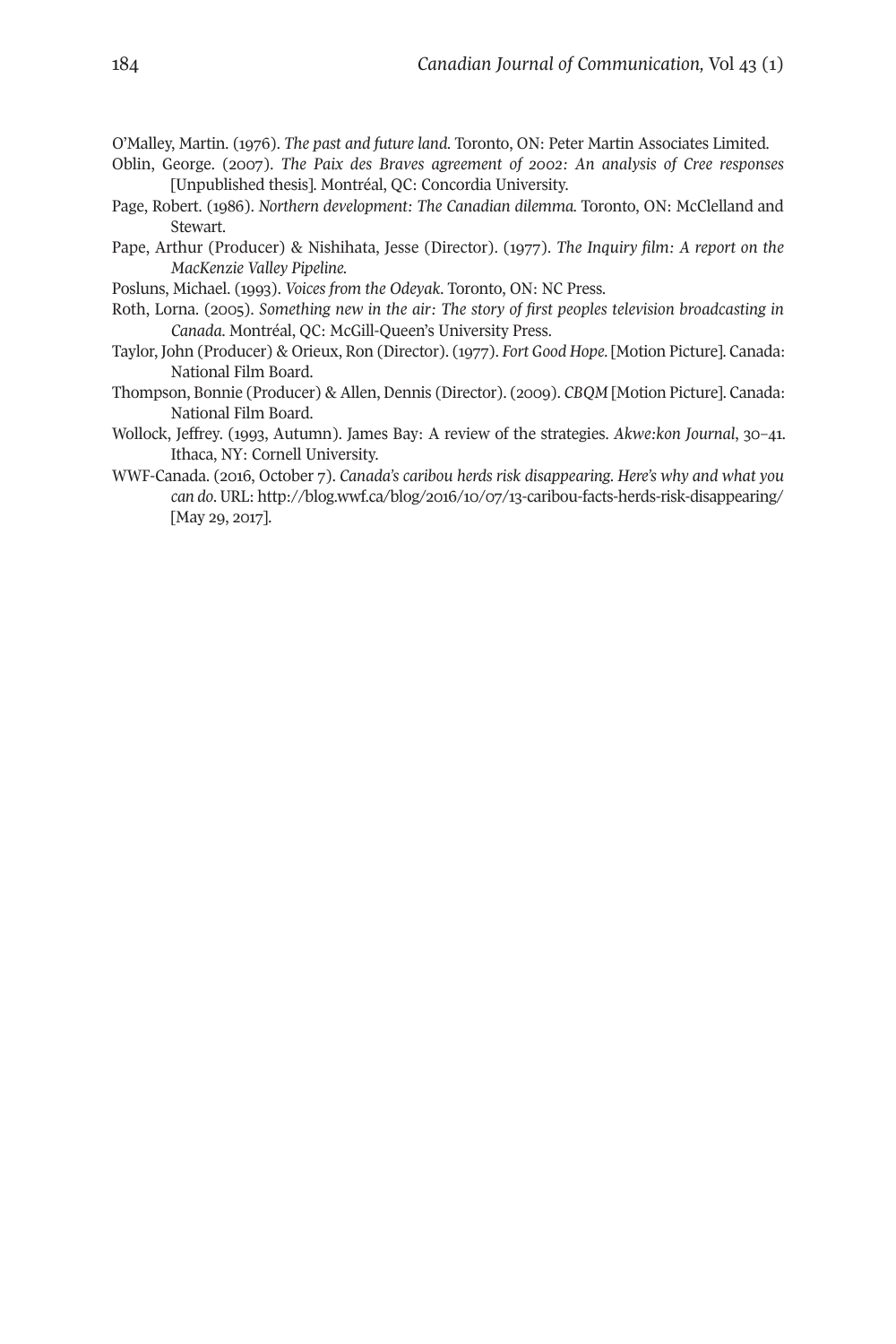O'Malley, Martin. (1976). *The past and future land*. Toronto, ON: Peter Martin Associates Limited.

Oblin, George. (2007). *The Paix des Braves agreement of 2002: An analysis of Cree responses* [Unpublished thesis]. Montréal, QC: Concordia University.

Page, Robert. (1986). *Northern development: The Canadian dilemma.* Toronto, ON: McClelland and Stewart.

Pape, Arthur (Producer) & Nishihata, Jesse (Director). (1977). *The Inquiry film: A report on the MacKenzie Valley Pipeline.*

Posluns, Michael. (1993). *Voices from the Odeyak*. Toronto, ON: NC Press.

Roth, Lorna. (2005). *Something new in the air: The story of first peoples television broadcasting in Canada*. Montréal, QC: McGill-Queen's University Press.

Taylor, John (Producer) & Orieux, Ron (Director). (1977). *Fort Good Hope*. [Motion Picture]. Canada: National Film Board.

Thompson, Bonnie (Producer) & Allen, Dennis (Director). (2009). *CBQM* [Motion Picture]. Canada: National Film Board.

Wollock, Jeffrey. (1993, Autumn). James Bay: A review of the strategies. *Akwe:kon Journal*, 30–41. Ithaca, NY: Cornell University.

WWF-Canada. (2016, October 7). *Canada's caribou herds risk disappearing. Here's why and what you can do*. URL: http://blog.wwf.ca/blog/2016/10/07/13-caribou-facts-herds-risk-disappearing/ [May 29, 2017].